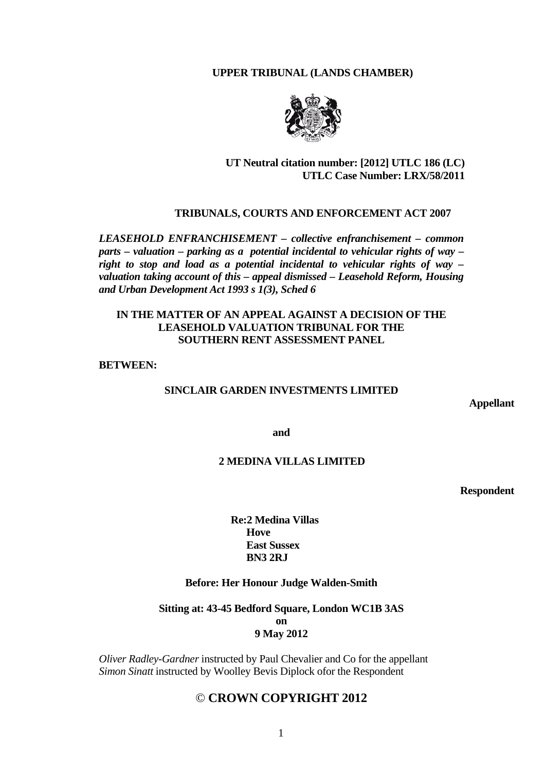**UPPER TRIBUNAL (LANDS CHAMBER)**

**UT Neutral citation number: [2012] UTLC 186 (LC)**
**UTLC Case Number: LRX/58/2011**

**TRIBUNALS, COURTS AND ENFORCEMENT ACT 2007**

***LEASEHOLD ENFRANCHISEMENT – collective enfranchisement – common parts – valuation – parking as a potential incidental to vehicular rights of way – right to stop and load as a potential incidental to vehicular rights of way – valuation taking account of this – appeal dismissed – Leasehold Reform, Housing and Urban Development Act 1993 s 1(3), Sched 6***

**IN THE MATTER OF AN APPEAL AGAINST A DECISION OF THE LEASEHOLD VALUATION TRIBUNAL FOR THE SOUTHERN RENT ASSESSMENT PANEL**

**BETWEEN:**

**SINCLAIR GARDEN INVESTMENTS LIMITED**

**Appellant**

**and**

**2 MEDINA VILLAS LIMITED**

**Respondent**

**Re:2 Medina Villas**
**Hove**
**East Sussex**
**BN3 2RJ**

**Before: Her Honour Judge Walden-Smith**

**Sitting at: 43-45 Bedford Square, London WC1B 3AS**
**on**
**9 May 2012**

*Oliver Radley-Gardner* instructed by Paul Chevalier and Co for the appellant
*Simon Sinatt* instructed by Woolley Bevis Diplock ofor the Respondent

© **CROWN COPYRIGHT 2012**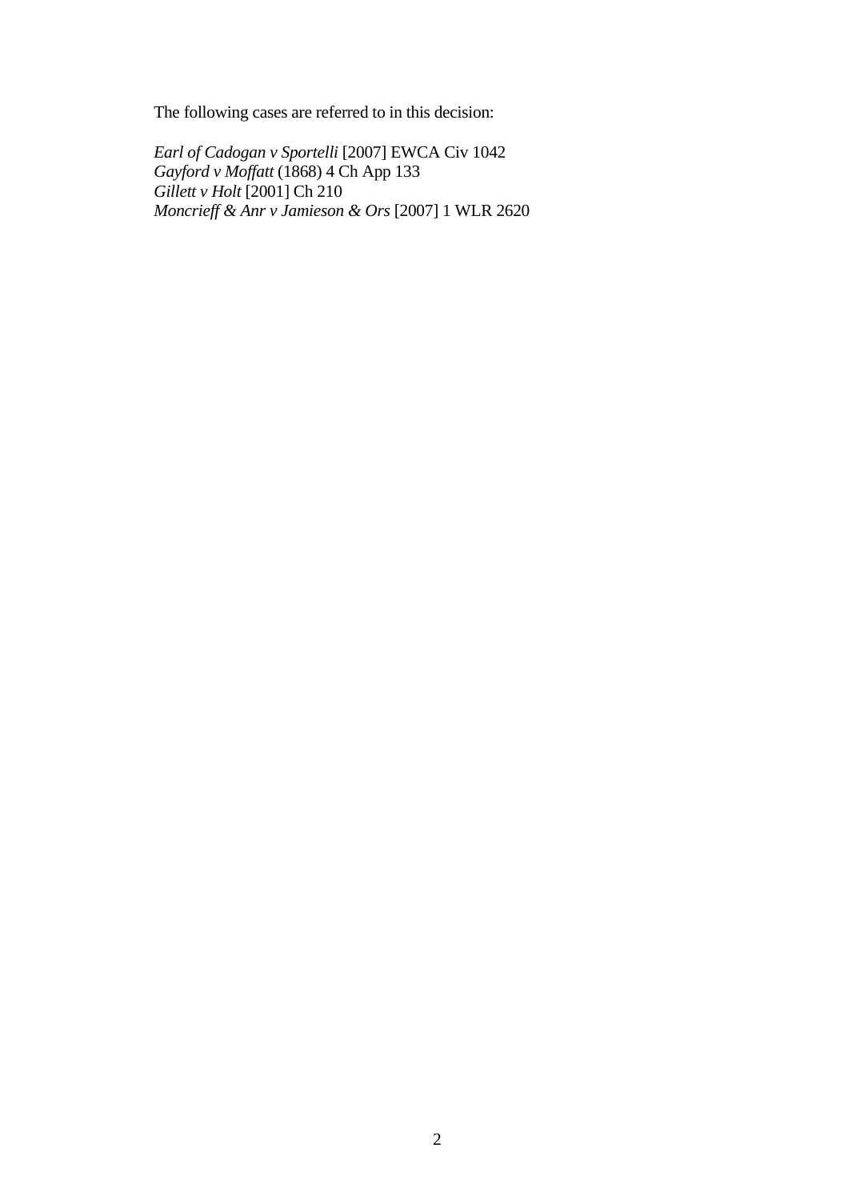The following cases are referred to in this decision:

*Earl of Cadogan v Sportelli* [2007] EWCA Civ 1042
*Gayford v Moffatt* (1868) 4 Ch App 133
*Gillett v Holt* [2001] Ch 210
*Moncrieff & Anr v Jamieson & Ors* [2007] 1 WLR 2620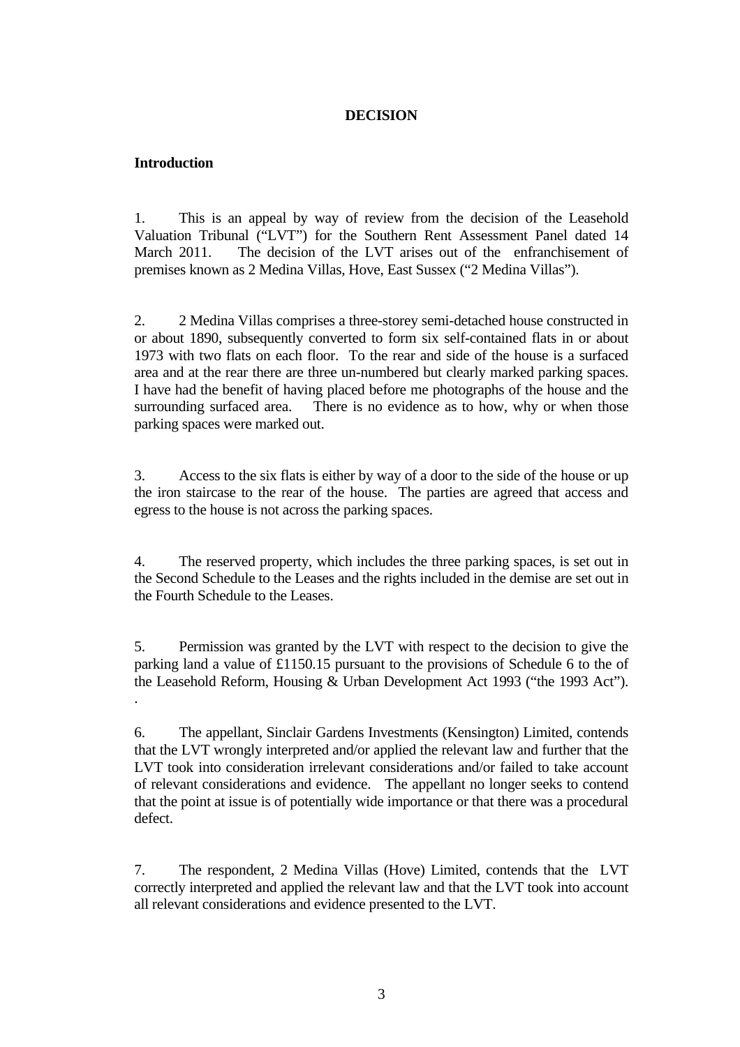## DECISION

### Introduction

1. This is an appeal by way of review from the decision of the Leasehold Valuation Tribunal ("LVT") for the Southern Rent Assessment Panel dated 14 March 2011. The decision of the LVT arises out of the enfranchisement of premises known as 2 Medina Villas, Hove, East Sussex ("2 Medina Villas").

2. 2 Medina Villas comprises a three-storey semi-detached house constructed in or about 1890, subsequently converted to form six self-contained flats in or about 1973 with two flats on each floor. To the rear and side of the house is a surfaced area and at the rear there are three un-numbered but clearly marked parking spaces. I have had the benefit of having placed before me photographs of the house and the surrounding surfaced area. There is no evidence as to how, why or when those parking spaces were marked out.

3. Access to the six flats is either by way of a door to the side of the house or up the iron staircase to the rear of the house. The parties are agreed that access and egress to the house is not across the parking spaces.

4. The reserved property, which includes the three parking spaces, is set out in the Second Schedule to the Leases and the rights included in the demise are set out in the Fourth Schedule to the Leases.

5. Permission was granted by the LVT with respect to the decision to give the parking land a value of £1150.15 pursuant to the provisions of Schedule 6 to the of the Leasehold Reform, Housing & Urban Development Act 1993 ("the 1993 Act").
.

6. The appellant, Sinclair Gardens Investments (Kensington) Limited, contends that the LVT wrongly interpreted and/or applied the relevant law and further that the LVT took into consideration irrelevant considerations and/or failed to take account of relevant considerations and evidence. The appellant no longer seeks to contend that the point at issue is of potentially wide importance or that there was a procedural defect.

7. The respondent, 2 Medina Villas (Hove) Limited, contends that the LVT correctly interpreted and applied the relevant law and that the LVT took into account all relevant considerations and evidence presented to the LVT.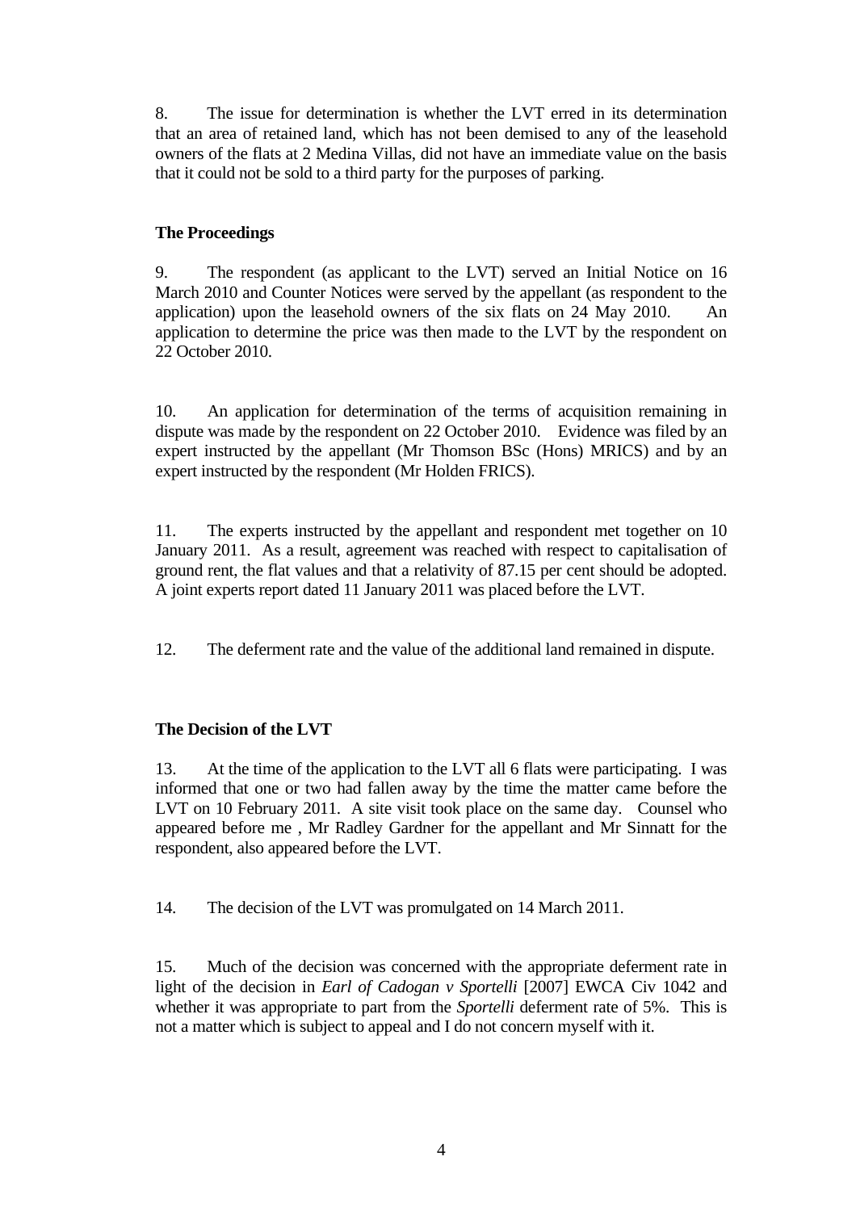8. The issue for determination is whether the LVT erred in its determination that an area of retained land, which has not been demised to any of the leasehold owners of the flats at 2 Medina Villas, did not have an immediate value on the basis that it could not be sold to a third party for the purposes of parking.

**The Proceedings**

9. The respondent (as applicant to the LVT) served an Initial Notice on 16 March 2010 and Counter Notices were served by the appellant (as respondent to the application) upon the leasehold owners of the six flats on 24 May 2010. An application to determine the price was then made to the LVT by the respondent on 22 October 2010.

10. An application for determination of the terms of acquisition remaining in dispute was made by the respondent on 22 October 2010. Evidence was filed by an expert instructed by the appellant (Mr Thomson BSc (Hons) MRICS) and by an expert instructed by the respondent (Mr Holden FRICS).

11. The experts instructed by the appellant and respondent met together on 10 January 2011. As a result, agreement was reached with respect to capitalisation of ground rent, the flat values and that a relativity of 87.15 per cent should be adopted. A joint experts report dated 11 January 2011 was placed before the LVT.

12. The deferment rate and the value of the additional land remained in dispute.

**The Decision of the LVT**

13. At the time of the application to the LVT all 6 flats were participating. I was informed that one or two had fallen away by the time the matter came before the LVT on 10 February 2011. A site visit took place on the same day. Counsel who appeared before me , Mr Radley Gardner for the appellant and Mr Sinnatt for the respondent, also appeared before the LVT.

14. The decision of the LVT was promulgated on 14 March 2011.

15. Much of the decision was concerned with the appropriate deferment rate in light of the decision in *Earl of Cadogan v Sportelli* [2007] EWCA Civ 1042 and whether it was appropriate to part from the *Sportelli* deferment rate of 5%. This is not a matter which is subject to appeal and I do not concern myself with it.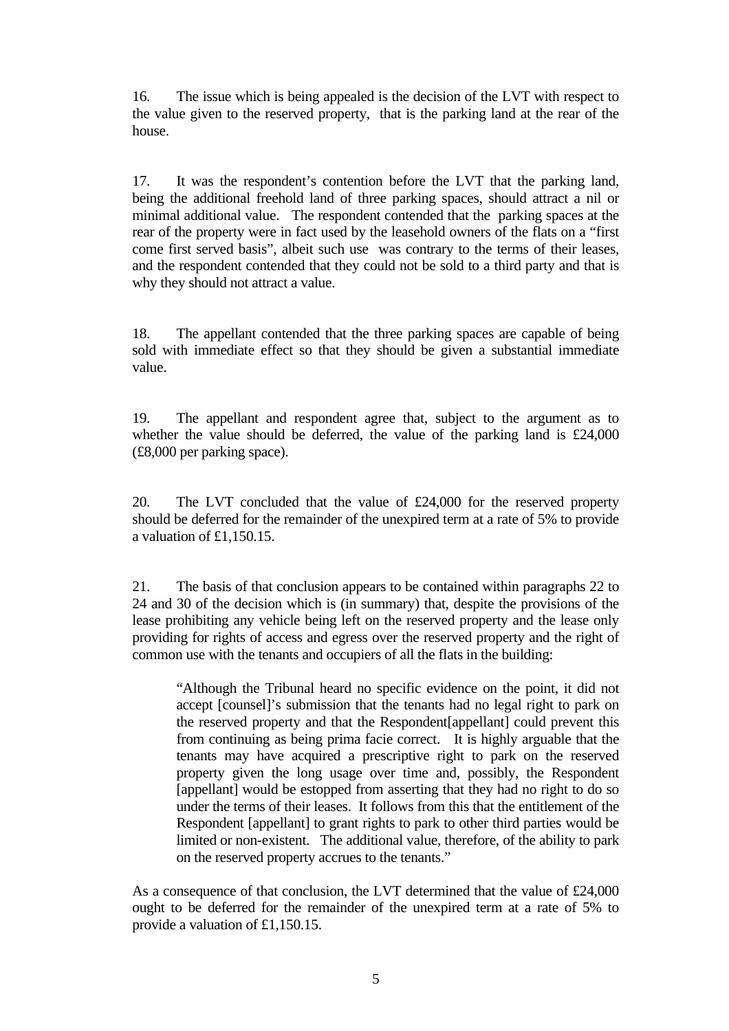16. The issue which is being appealed is the decision of the LVT with respect to the value given to the reserved property, that is the parking land at the rear of the house.

17. It was the respondent's contention before the LVT that the parking land, being the additional freehold land of three parking spaces, should attract a nil or minimal additional value. The respondent contended that the parking spaces at the rear of the property were in fact used by the leasehold owners of the flats on a "first come first served basis", albeit such use was contrary to the terms of their leases, and the respondent contended that they could not be sold to a third party and that is why they should not attract a value.

18. The appellant contended that the three parking spaces are capable of being sold with immediate effect so that they should be given a substantial immediate value.

19. The appellant and respondent agree that, subject to the argument as to whether the value should be deferred, the value of the parking land is £24,000 (£8,000 per parking space).

20. The LVT concluded that the value of £24,000 for the reserved property should be deferred for the remainder of the unexpired term at a rate of 5% to provide a valuation of £1,150.15.

21. The basis of that conclusion appears to be contained within paragraphs 22 to 24 and 30 of the decision which is (in summary) that, despite the provisions of the lease prohibiting any vehicle being left on the reserved property and the lease only providing for rights of access and egress over the reserved property and the right of common use with the tenants and occupiers of all the flats in the building:

> "Although the Tribunal heard no specific evidence on the point, it did not accept [counsel]'s submission that the tenants had no legal right to park on the reserved property and that the Respondent[appellant] could prevent this from continuing as being prima facie correct. It is highly arguable that the tenants may have acquired a prescriptive right to park on the reserved property given the long usage over time and, possibly, the Respondent [appellant] would be estopped from asserting that they had no right to do so under the terms of their leases. It follows from this that the entitlement of the Respondent [appellant] to grant rights to park to other third parties would be limited or non-existent. The additional value, therefore, of the ability to park on the reserved property accrues to the tenants."

As a consequence of that conclusion, the LVT determined that the value of £24,000 ought to be deferred for the remainder of the unexpired term at a rate of 5% to provide a valuation of £1,150.15.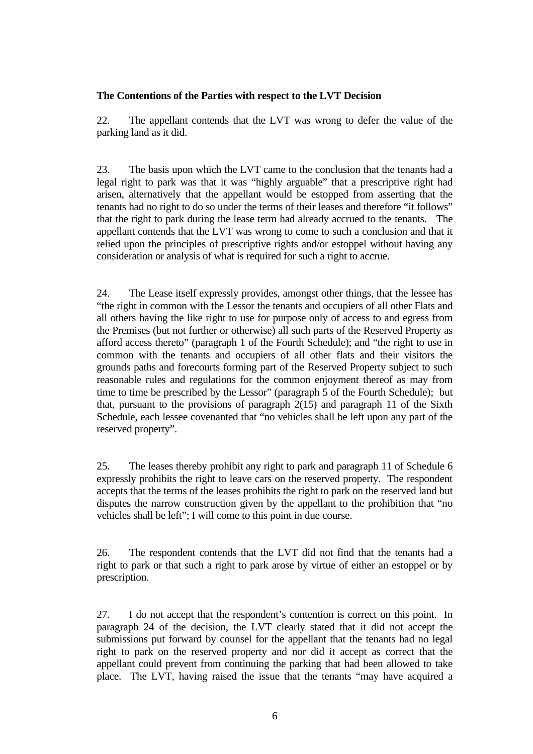**The Contentions of the Parties with respect to the LVT Decision**

22. The appellant contends that the LVT was wrong to defer the value of the parking land as it did.

23. The basis upon which the LVT came to the conclusion that the tenants had a legal right to park was that it was "highly arguable" that a prescriptive right had arisen, alternatively that the appellant would be estopped from asserting that the tenants had no right to do so under the terms of their leases and therefore "it follows" that the right to park during the lease term had already accrued to the tenants. The appellant contends that the LVT was wrong to come to such a conclusion and that it relied upon the principles of prescriptive rights and/or estoppel without having any consideration or analysis of what is required for such a right to accrue.

24. The Lease itself expressly provides, amongst other things, that the lessee has "the right in common with the Lessor the tenants and occupiers of all other Flats and all others having the like right to use for purpose only of access to and egress from the Premises (but not further or otherwise) all such parts of the Reserved Property as afford access thereto" (paragraph 1 of the Fourth Schedule); and "the right to use in common with the tenants and occupiers of all other flats and their visitors the grounds paths and forecourts forming part of the Reserved Property subject to such reasonable rules and regulations for the common enjoyment thereof as may from time to time be prescribed by the Lessor" (paragraph 5 of the Fourth Schedule); but that, pursuant to the provisions of paragraph 2(15) and paragraph 11 of the Sixth Schedule, each lessee covenanted that "no vehicles shall be left upon any part of the reserved property".

25. The leases thereby prohibit any right to park and paragraph 11 of Schedule 6 expressly prohibits the right to leave cars on the reserved property. The respondent accepts that the terms of the leases prohibits the right to park on the reserved land but disputes the narrow construction given by the appellant to the prohibition that "no vehicles shall be left"; I will come to this point in due course.

26. The respondent contends that the LVT did not find that the tenants had a right to park or that such a right to park arose by virtue of either an estoppel or by prescription.

27. I do not accept that the respondent's contention is correct on this point. In paragraph 24 of the decision, the LVT clearly stated that it did not accept the submissions put forward by counsel for the appellant that the tenants had no legal right to park on the reserved property and nor did it accept as correct that the appellant could prevent from continuing the parking that had been allowed to take place. The LVT, having raised the issue that the tenants "may have acquired a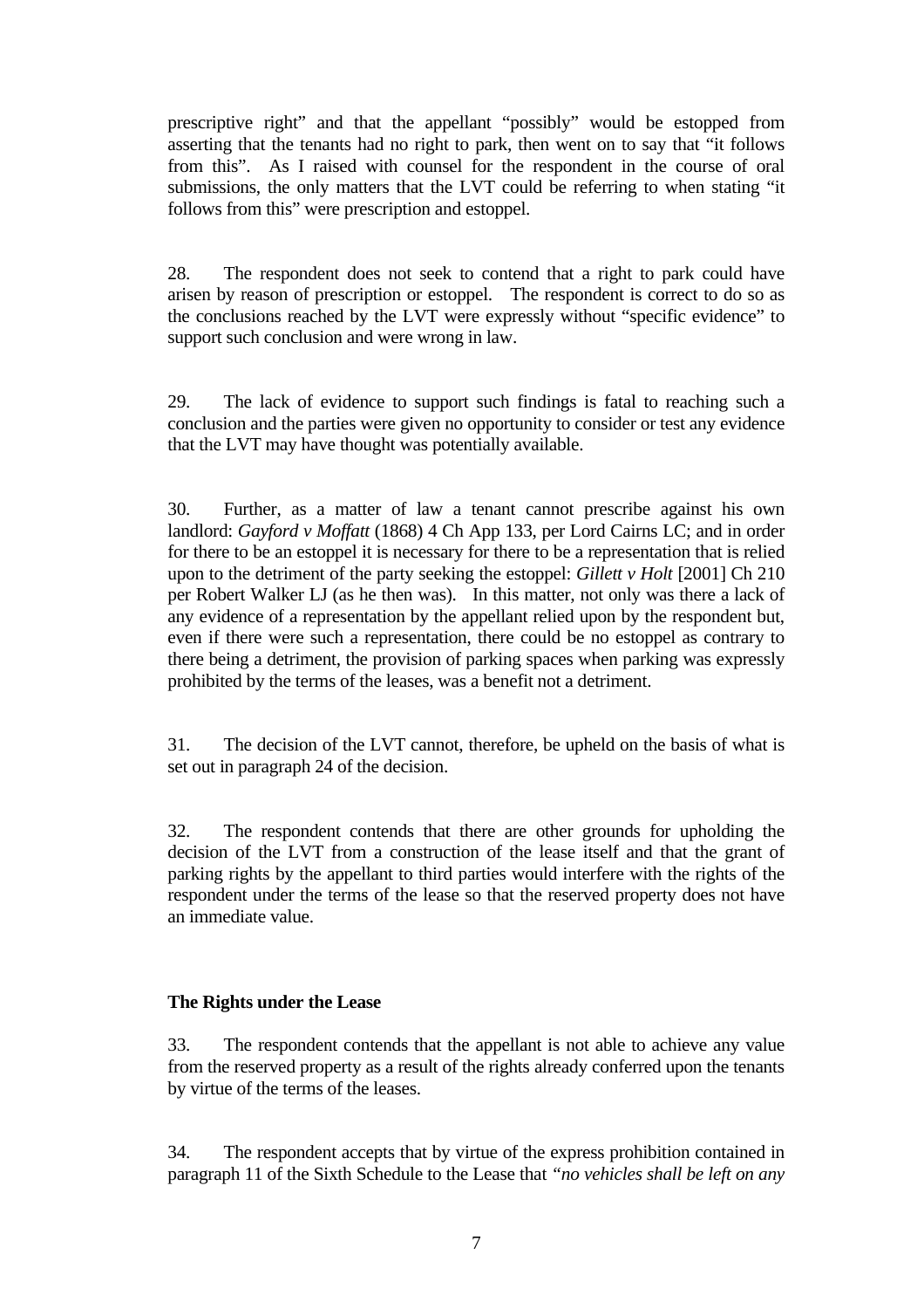prescriptive right" and that the appellant "possibly" would be estopped from asserting that the tenants had no right to park, then went on to say that "it follows from this". As I raised with counsel for the respondent in the course of oral submissions, the only matters that the LVT could be referring to when stating "it follows from this" were prescription and estoppel.

28. The respondent does not seek to contend that a right to park could have arisen by reason of prescription or estoppel. The respondent is correct to do so as the conclusions reached by the LVT were expressly without "specific evidence" to support such conclusion and were wrong in law.

29. The lack of evidence to support such findings is fatal to reaching such a conclusion and the parties were given no opportunity to consider or test any evidence that the LVT may have thought was potentially available.

30. Further, as a matter of law a tenant cannot prescribe against his own landlord: *Gayford v Moffatt* (1868) 4 Ch App 133, per Lord Cairns LC; and in order for there to be an estoppel it is necessary for there to be a representation that is relied upon to the detriment of the party seeking the estoppel: *Gillett v Holt* [2001] Ch 210 per Robert Walker LJ (as he then was). In this matter, not only was there a lack of any evidence of a representation by the appellant relied upon by the respondent but, even if there were such a representation, there could be no estoppel as contrary to there being a detriment, the provision of parking spaces when parking was expressly prohibited by the terms of the leases, was a benefit not a detriment.

31. The decision of the LVT cannot, therefore, be upheld on the basis of what is set out in paragraph 24 of the decision.

32. The respondent contends that there are other grounds for upholding the decision of the LVT from a construction of the lease itself and that the grant of parking rights by the appellant to third parties would interfere with the rights of the respondent under the terms of the lease so that the reserved property does not have an immediate value.

**The Rights under the Lease**

33. The respondent contends that the appellant is not able to achieve any value from the reserved property as a result of the rights already conferred upon the tenants by virtue of the terms of the leases.

34. The respondent accepts that by virtue of the express prohibition contained in paragraph 11 of the Sixth Schedule to the Lease that *"no vehicles shall be left on any*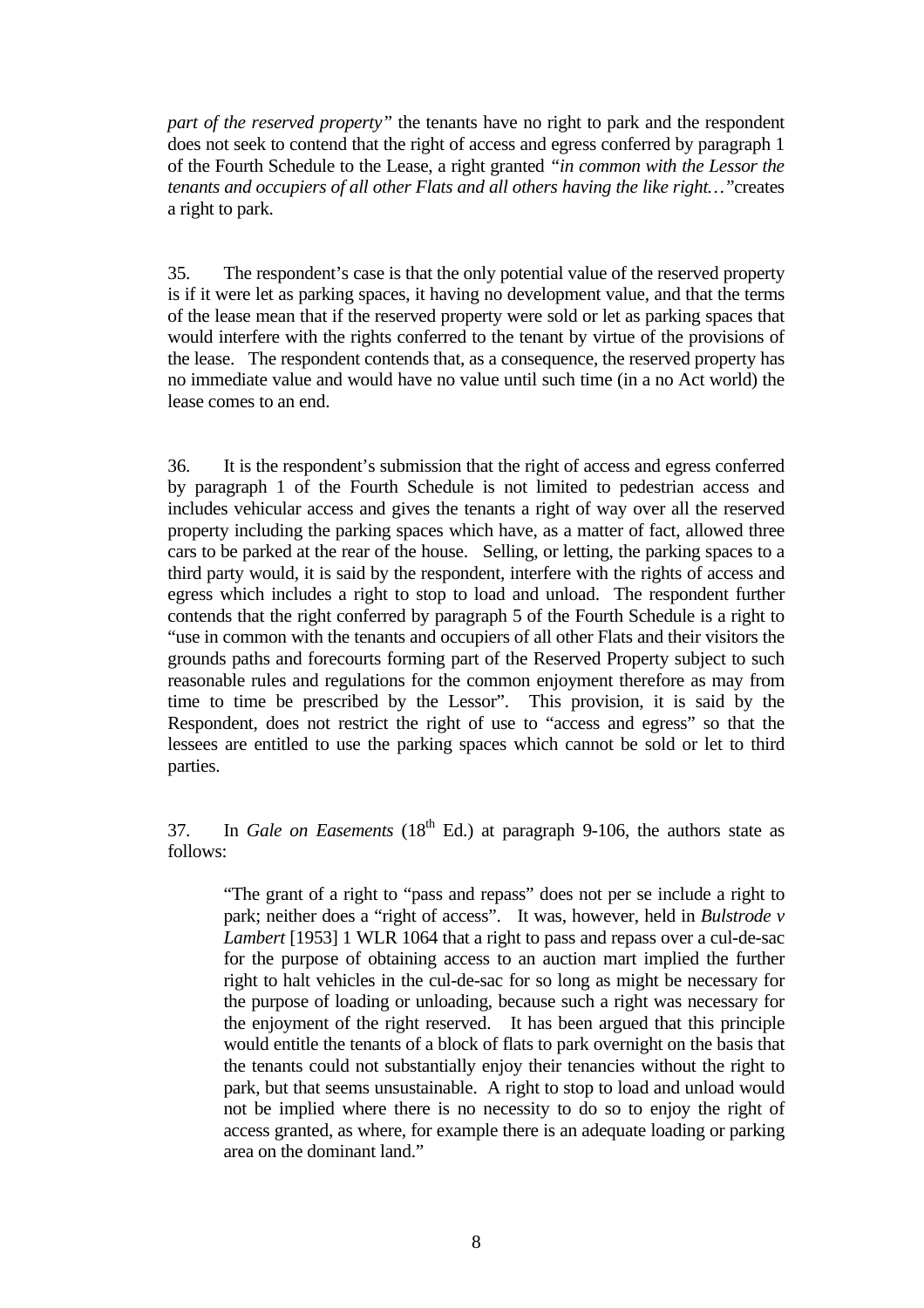*part of the reserved property"* the tenants have no right to park and the respondent does not seek to contend that the right of access and egress conferred by paragraph 1 of the Fourth Schedule to the Lease, a right granted *"in common with the Lessor the tenants and occupiers of all other Flats and all others having the like right…"*creates a right to park.

35. The respondent's case is that the only potential value of the reserved property is if it were let as parking spaces, it having no development value, and that the terms of the lease mean that if the reserved property were sold or let as parking spaces that would interfere with the rights conferred to the tenant by virtue of the provisions of the lease. The respondent contends that, as a consequence, the reserved property has no immediate value and would have no value until such time (in a no Act world) the lease comes to an end.

36. It is the respondent's submission that the right of access and egress conferred by paragraph 1 of the Fourth Schedule is not limited to pedestrian access and includes vehicular access and gives the tenants a right of way over all the reserved property including the parking spaces which have, as a matter of fact, allowed three cars to be parked at the rear of the house. Selling, or letting, the parking spaces to a third party would, it is said by the respondent, interfere with the rights of access and egress which includes a right to stop to load and unload. The respondent further contends that the right conferred by paragraph 5 of the Fourth Schedule is a right to "use in common with the tenants and occupiers of all other Flats and their visitors the grounds paths and forecourts forming part of the Reserved Property subject to such reasonable rules and regulations for the common enjoyment therefore as may from time to time be prescribed by the Lessor". This provision, it is said by the Respondent, does not restrict the right of use to "access and egress" so that the lessees are entitled to use the parking spaces which cannot be sold or let to third parties.

37. In *Gale on Easements* (18th Ed.) at paragraph 9-106, the authors state as follows:

> "The grant of a right to "pass and repass" does not per se include a right to park; neither does a "right of access". It was, however, held in *Bulstrode v Lambert* [1953] 1 WLR 1064 that a right to pass and repass over a cul-de-sac for the purpose of obtaining access to an auction mart implied the further right to halt vehicles in the cul-de-sac for so long as might be necessary for the purpose of loading or unloading, because such a right was necessary for the enjoyment of the right reserved. It has been argued that this principle would entitle the tenants of a block of flats to park overnight on the basis that the tenants could not substantially enjoy their tenancies without the right to park, but that seems unsustainable. A right to stop to load and unload would not be implied where there is no necessity to do so to enjoy the right of access granted, as where, for example there is an adequate loading or parking area on the dominant land."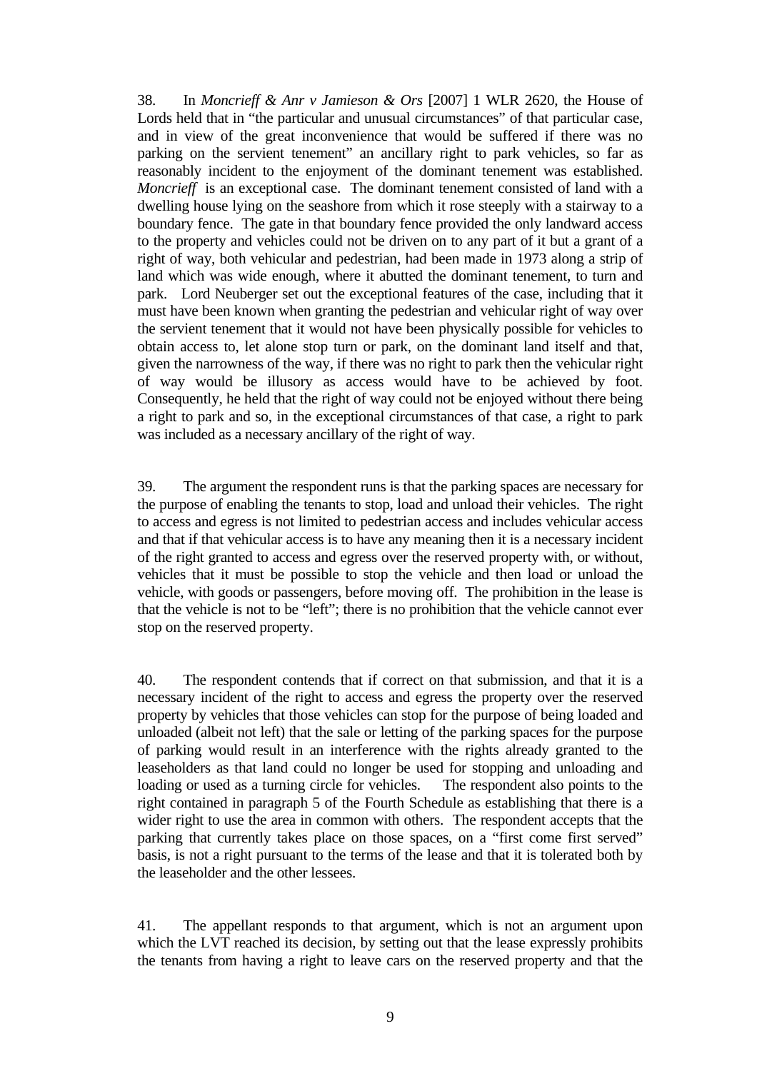38. In *Moncrieff & Anr v Jamieson & Ors* [2007] 1 WLR 2620, the House of Lords held that in "the particular and unusual circumstances" of that particular case, and in view of the great inconvenience that would be suffered if there was no parking on the servient tenement" an ancillary right to park vehicles, so far as reasonably incident to the enjoyment of the dominant tenement was established. *Moncrieff* is an exceptional case. The dominant tenement consisted of land with a dwelling house lying on the seashore from which it rose steeply with a stairway to a boundary fence. The gate in that boundary fence provided the only landward access to the property and vehicles could not be driven on to any part of it but a grant of a right of way, both vehicular and pedestrian, had been made in 1973 along a strip of land which was wide enough, where it abutted the dominant tenement, to turn and park. Lord Neuberger set out the exceptional features of the case, including that it must have been known when granting the pedestrian and vehicular right of way over the servient tenement that it would not have been physically possible for vehicles to obtain access to, let alone stop turn or park, on the dominant land itself and that, given the narrowness of the way, if there was no right to park then the vehicular right of way would be illusory as access would have to be achieved by foot. Consequently, he held that the right of way could not be enjoyed without there being a right to park and so, in the exceptional circumstances of that case, a right to park was included as a necessary ancillary of the right of way.

39. The argument the respondent runs is that the parking spaces are necessary for the purpose of enabling the tenants to stop, load and unload their vehicles. The right to access and egress is not limited to pedestrian access and includes vehicular access and that if that vehicular access is to have any meaning then it is a necessary incident of the right granted to access and egress over the reserved property with, or without, vehicles that it must be possible to stop the vehicle and then load or unload the vehicle, with goods or passengers, before moving off. The prohibition in the lease is that the vehicle is not to be "left"; there is no prohibition that the vehicle cannot ever stop on the reserved property.

40. The respondent contends that if correct on that submission, and that it is a necessary incident of the right to access and egress the property over the reserved property by vehicles that those vehicles can stop for the purpose of being loaded and unloaded (albeit not left) that the sale or letting of the parking spaces for the purpose of parking would result in an interference with the rights already granted to the leaseholders as that land could no longer be used for stopping and unloading and loading or used as a turning circle for vehicles. The respondent also points to the right contained in paragraph 5 of the Fourth Schedule as establishing that there is a wider right to use the area in common with others. The respondent accepts that the parking that currently takes place on those spaces, on a "first come first served" basis, is not a right pursuant to the terms of the lease and that it is tolerated both by the leaseholder and the other lessees.

41. The appellant responds to that argument, which is not an argument upon which the LVT reached its decision, by setting out that the lease expressly prohibits the tenants from having a right to leave cars on the reserved property and that the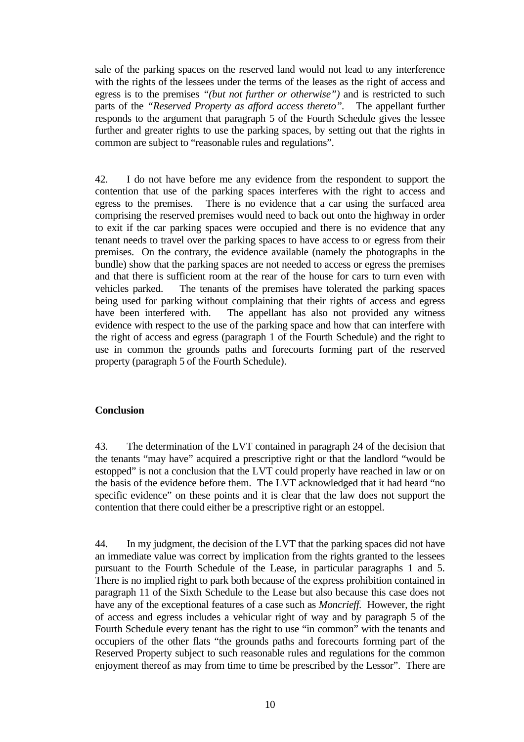sale of the parking spaces on the reserved land would not lead to any interference with the rights of the lessees under the terms of the leases as the right of access and egress is to the premises *"(but not further or otherwise")* and is restricted to such parts of the *"Reserved Property as afford access thereto"*. The appellant further responds to the argument that paragraph 5 of the Fourth Schedule gives the lessee further and greater rights to use the parking spaces, by setting out that the rights in common are subject to "reasonable rules and regulations".

42. I do not have before me any evidence from the respondent to support the contention that use of the parking spaces interferes with the right to access and egress to the premises. There is no evidence that a car using the surfaced area comprising the reserved premises would need to back out onto the highway in order to exit if the car parking spaces were occupied and there is no evidence that any tenant needs to travel over the parking spaces to have access to or egress from their premises. On the contrary, the evidence available (namely the photographs in the bundle) show that the parking spaces are not needed to access or egress the premises and that there is sufficient room at the rear of the house for cars to turn even with vehicles parked. The tenants of the premises have tolerated the parking spaces being used for parking without complaining that their rights of access and egress have been interfered with. The appellant has also not provided any witness evidence with respect to the use of the parking space and how that can interfere with the right of access and egress (paragraph 1 of the Fourth Schedule) and the right to use in common the grounds paths and forecourts forming part of the reserved property (paragraph 5 of the Fourth Schedule).

**Conclusion**

43. The determination of the LVT contained in paragraph 24 of the decision that the tenants "may have" acquired a prescriptive right or that the landlord "would be estopped" is not a conclusion that the LVT could properly have reached in law or on the basis of the evidence before them. The LVT acknowledged that it had heard "no specific evidence" on these points and it is clear that the law does not support the contention that there could either be a prescriptive right or an estoppel.

44. In my judgment, the decision of the LVT that the parking spaces did not have an immediate value was correct by implication from the rights granted to the lessees pursuant to the Fourth Schedule of the Lease, in particular paragraphs 1 and 5. There is no implied right to park both because of the express prohibition contained in paragraph 11 of the Sixth Schedule to the Lease but also because this case does not have any of the exceptional features of a case such as *Moncrieff*. However, the right of access and egress includes a vehicular right of way and by paragraph 5 of the Fourth Schedule every tenant has the right to use "in common" with the tenants and occupiers of the other flats "the grounds paths and forecourts forming part of the Reserved Property subject to such reasonable rules and regulations for the common enjoyment thereof as may from time to time be prescribed by the Lessor". There are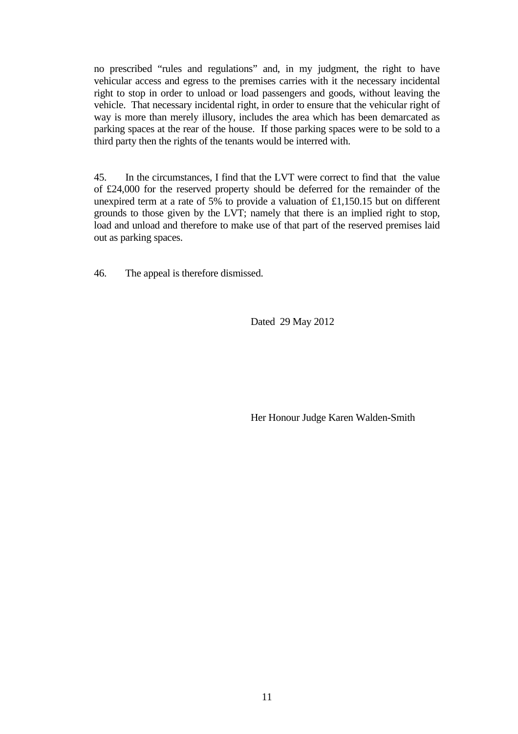no prescribed "rules and regulations" and, in my judgment, the right to have vehicular access and egress to the premises carries with it the necessary incidental right to stop in order to unload or load passengers and goods, without leaving the vehicle. That necessary incidental right, in order to ensure that the vehicular right of way is more than merely illusory, includes the area which has been demarcated as parking spaces at the rear of the house. If those parking spaces were to be sold to a third party then the rights of the tenants would be interred with.

45. In the circumstances, I find that the LVT were correct to find that the value of £24,000 for the reserved property should be deferred for the remainder of the unexpired term at a rate of 5% to provide a valuation of £1,150.15 but on different grounds to those given by the LVT; namely that there is an implied right to stop, load and unload and therefore to make use of that part of the reserved premises laid out as parking spaces.

46. The appeal is therefore dismissed.

Dated 29 May 2012

Her Honour Judge Karen Walden-Smith